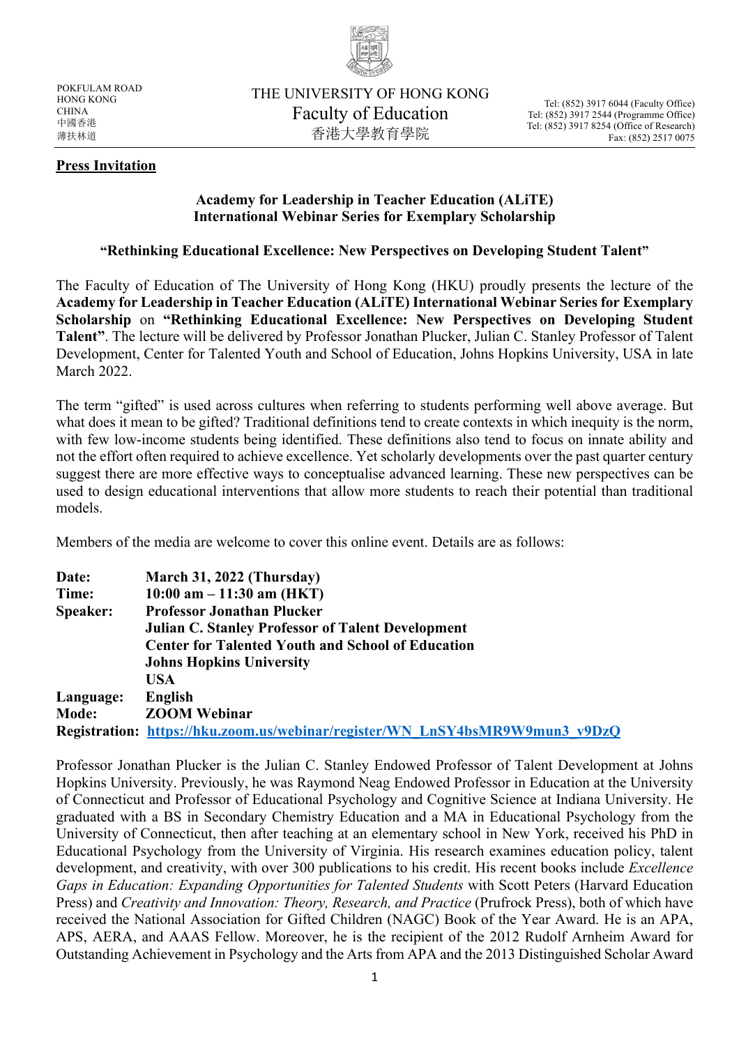POKFULAM ROAD
HONG KONG
CHINA
中國香港
薄扶林道

THE UNIVERSITY OF HONG KONG
Faculty of Education
香港大學教育學院

Tel: (852) 3917 6044 (Faculty Office)
Tel: (852) 3917 2544 (Programme Office)
Tel: (852) 3917 8254 (Office of Research)
Fax: (852) 2517 0075

**Press Invitation**

**Academy for Leadership in Teacher Education (ALiTE)**
**International Webinar Series for Exemplary Scholarship**

**"Rethinking Educational Excellence: New Perspectives on Developing Student Talent"**

The Faculty of Education of The University of Hong Kong (HKU) proudly presents the lecture of the **Academy for Leadership in Teacher Education (ALiTE) International Webinar Series for Exemplary Scholarship** on **"Rethinking Educational Excellence: New Perspectives on Developing Student Talent"**. The lecture will be delivered by Professor Jonathan Plucker, Julian C. Stanley Professor of Talent Development, Center for Talented Youth and School of Education, Johns Hopkins University, USA in late March 2022.

The term "gifted" is used across cultures when referring to students performing well above average. But what does it mean to be gifted? Traditional definitions tend to create contexts in which inequity is the norm, with few low-income students being identified. These definitions also tend to focus on innate ability and not the effort often required to achieve excellence. Yet scholarly developments over the past quarter century suggest there are more effective ways to conceptualise advanced learning. These new perspectives can be used to design educational interventions that allow more students to reach their potential than traditional models.

Members of the media are welcome to cover this online event. Details are as follows:

**Date:** **March 31, 2022 (Thursday)**
**Time:** **10:00 am – 11:30 am (HKT)**
**Speaker:** **Professor Jonathan Plucker**
**Julian C. Stanley Professor of Talent Development**
**Center for Talented Youth and School of Education**
**Johns Hopkins University**
**USA**
**Language:** **English**
**Mode:** **ZOOM Webinar**
**Registration:** **https://hku.zoom.us/webinar/register/WN_LnSY4bsMR9W9mun3_v9DzQ**

Professor Jonathan Plucker is the Julian C. Stanley Endowed Professor of Talent Development at Johns Hopkins University. Previously, he was Raymond Neag Endowed Professor in Education at the University of Connecticut and Professor of Educational Psychology and Cognitive Science at Indiana University. He graduated with a BS in Secondary Chemistry Education and a MA in Educational Psychology from the University of Connecticut, then after teaching at an elementary school in New York, received his PhD in Educational Psychology from the University of Virginia. His research examines education policy, talent development, and creativity, with over 300 publications to his credit. His recent books include *Excellence Gaps in Education: Expanding Opportunities for Talented Students* with Scott Peters (Harvard Education Press) and *Creativity and Innovation: Theory, Research, and Practice* (Prufrock Press), both of which have received the National Association for Gifted Children (NAGC) Book of the Year Award. He is an APA, APS, AERA, and AAAS Fellow. Moreover, he is the recipient of the 2012 Rudolf Arnheim Award for Outstanding Achievement in Psychology and the Arts from APA and the 2013 Distinguished Scholar Award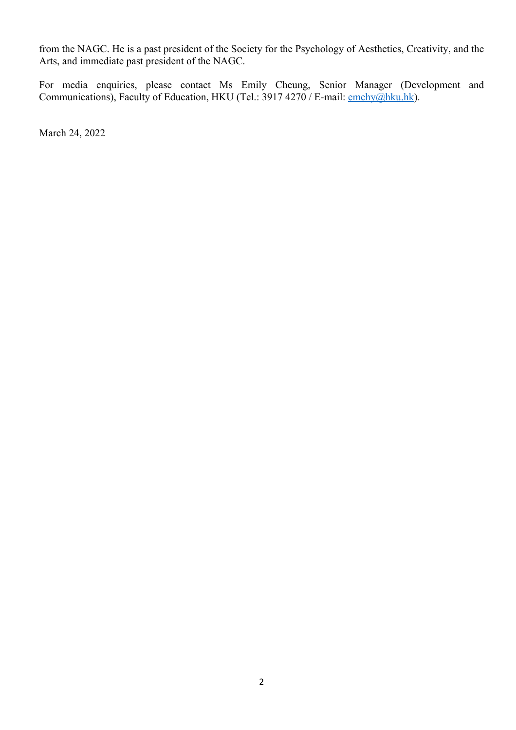from the NAGC. He is a past president of the Society for the Psychology of Aesthetics, Creativity, and the Arts, and immediate past president of the NAGC.

For media enquiries, please contact Ms Emily Cheung, Senior Manager (Development and Communications), Faculty of Education, HKU (Tel.: 3917 4270 / E-mail: emchy@hku.hk).

March 24, 2022